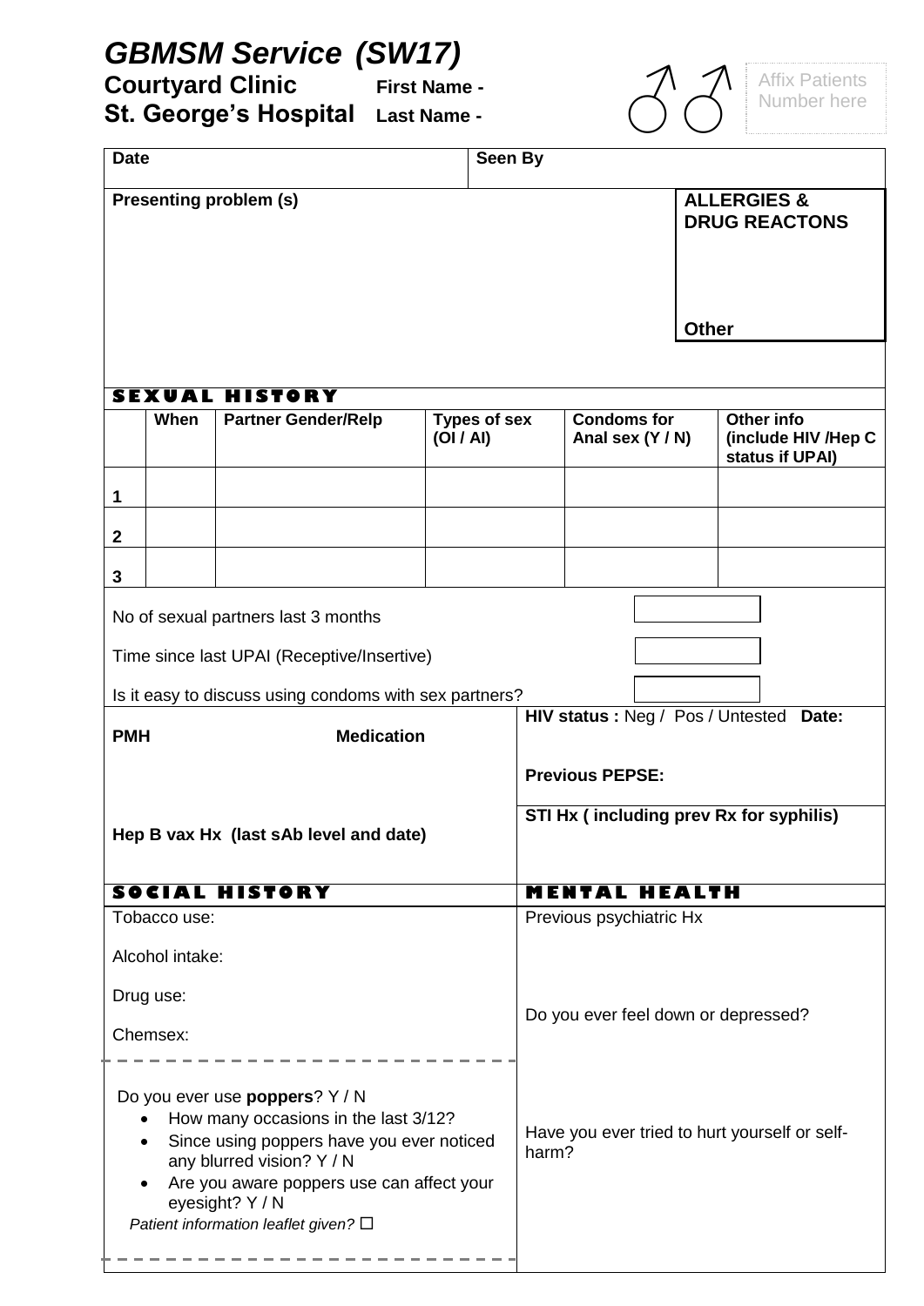# *GBMSM Service (SW17)*

**Courtyard Clinic** **First Name -**

**St. George's Hospital** **Last Name -**

♂ ♂

Affix Patients Number here

| **Date** | **Seen By** |
|---|---|

**Presenting problem (s)**

**ALLERGIES & DRUG REACTONS**

**Other**

## SEXUAL HISTORY

| | When | Partner Gender/Relp | Types of sex (OI / AI) | Condoms for Anal sex (Y / N) | Other info (include HIV /Hep C status if UPAI) |
|---|---|---|---|---|---|
| 1 | | | | | |
| 2 | | | | | |
| 3 | | | | | |

No of sexual partners last 3 months

Time since last UPAI (Receptive/Insertive)

Is it easy to discuss using condoms with sex partners?

**PMH** **Medication**

**Hep B vax Hx (last sAb level and date)**

**HIV status :** Neg / Pos / Untested **Date:**

**Previous PEPSE:**

**STI Hx ( including prev Rx for syphilis)**

## SOCIAL HISTORY

Tobacco use:

Alcohol intake:

Drug use:

Chemsex:

Do you ever use **poppers**? Y / N

- How many occasions in the last 3/12?
- Since using poppers have you ever noticed any blurred vision? Y / N
- Are you aware poppers use can affect your eyesight? Y / N

*Patient information leaflet given?* ☐

## MENTAL HEALTH

Previous psychiatric Hx

Do you ever feel down or depressed?

Have you ever tried to hurt yourself or self-harm?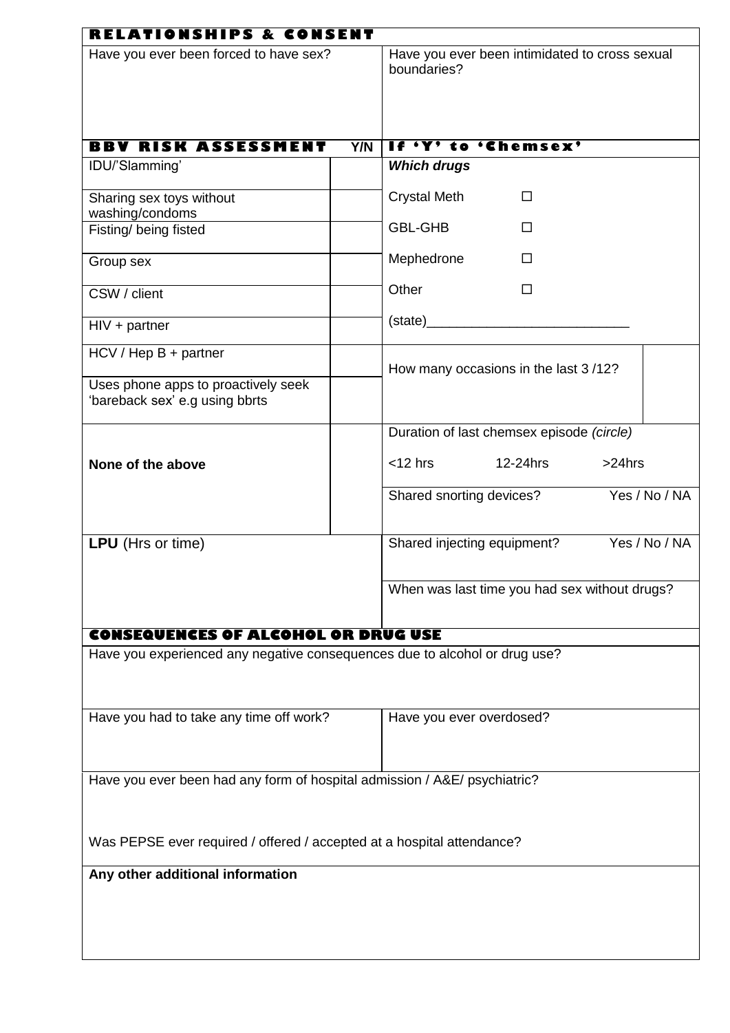## RELATIONSHIPS & CONSENT

| Have you ever been forced to have sex? | Have you ever been intimidated to cross sexual boundaries? |
|---|---|
| | |

| BBV RISK ASSESSMENT | Y/N | If 'Y' to 'Chemsex' | |
|---|---|---|---|
| IDU/'Slamming' | | ***Which drugs*** | |
| Sharing sex toys without washing/condoms | | Crystal Meth ☐ | |
| Fisting/ being fisted | | GBL-GHB ☐ | |
| Group sex | | Mephedrone ☐ | |
| CSW / client | | Other ☐ | |
| HIV + partner | | (state)___________________________ | |
| HCV / Hep B + partner | | How many occasions in the last 3 /12? | |
| Uses phone apps to proactively seek 'bareback sex' e.g using bbrts | | | |
| **None of the above** | | Duration of last chemsex episode *(circle)*<br><12 hrs 12-24hrs >24hrs | |
| | | Shared snorting devices? Yes / No / NA | |
| **LPU** (Hrs or time) | | Shared injecting equipment? Yes / No / NA | |
| | | When was last time you had sex without drugs? | |

## CONSEQUENCES OF ALCOHOL OR DRUG USE

Have you experienced any negative consequences due to alcohol or drug use?

| Have you had to take any time off work? | Have you ever overdosed? |
|---|---|
| | |

Have you ever been had any form of hospital admission / A&E/ psychiatric?

Was PEPSE ever required / offered / accepted at a hospital attendance?

**Any other additional information**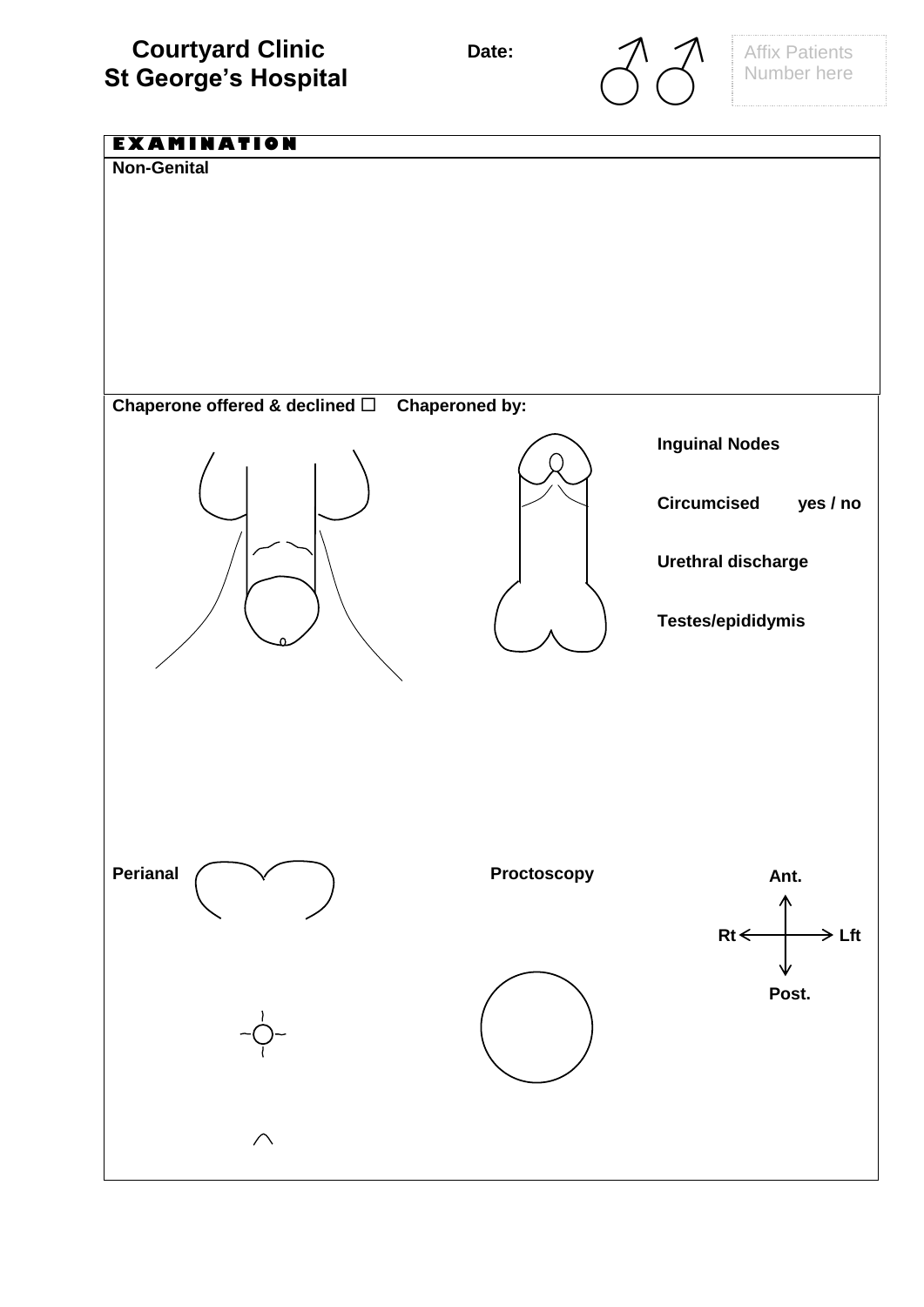**Courtyard Clinic**
**St George's Hospital**

**Date:**

♂ ♂

Affix Patients Number here

## EXAMINATION

**Non-Genital**

**Chaperone offered & declined** ☐ **Chaperoned by:**

**Inguinal Nodes**

**Circumcised** yes / no

**Urethral discharge**

**Testes/epididymis**

**Perianal**

**Proctoscopy**

Ant.

Rt Lft

Post.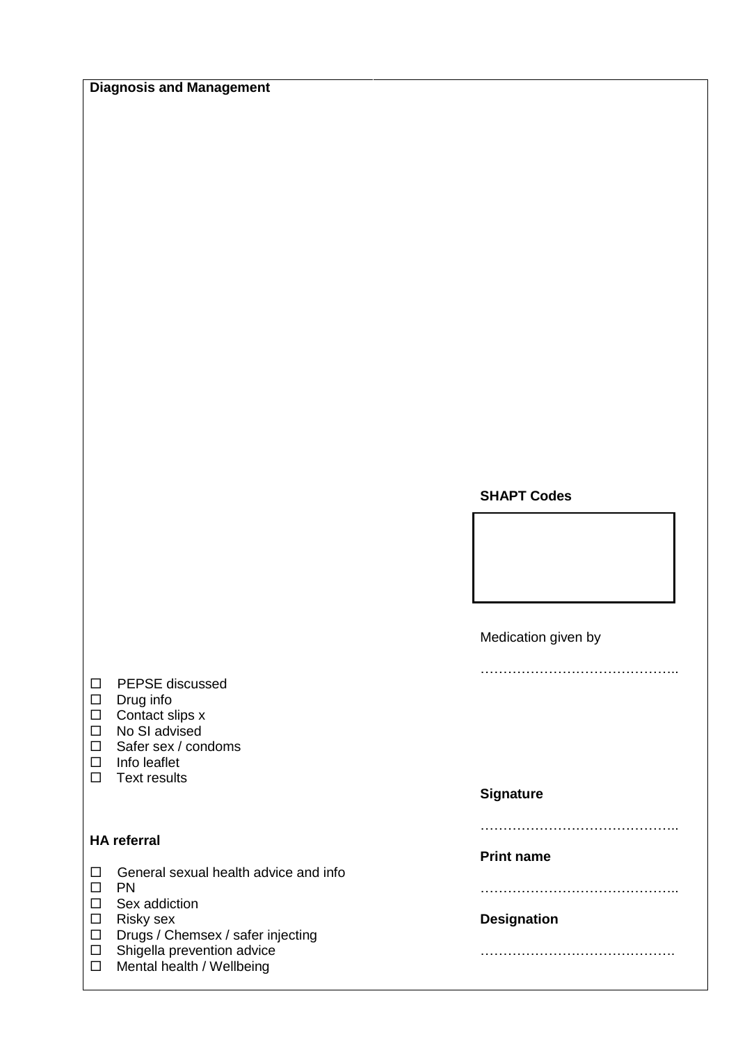**Diagnosis and Management**

**SHAPT Codes**

Medication given by

……………………………………..

- ☐ PEPSE discussed
- ☐ Drug info
- ☐ Contact slips x
- ☐ No SI advised
- ☐ Safer sex / condoms
- ☐ Info leaflet
- ☐ Text results

**Signature**

……………………………………..

**HA referral**

- ☐ General sexual health advice and info
- ☐ PN
- ☐ Sex addiction
- ☐ Risky sex
- ☐ Drugs / Chemsex / safer injecting
- ☐ Shigella prevention advice
- ☐ Mental health / Wellbeing

**Print name**

……………………………………..

**Designation**

…………………………………….